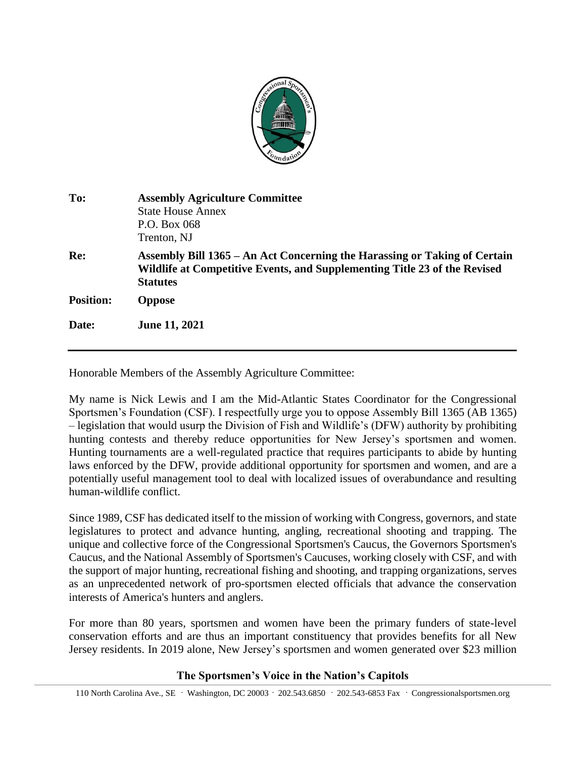| | |
|---|---|
| **To:** | **Assembly Agriculture Committee**<br>State House Annex<br>P.O. Box 068<br>Trenton, NJ |
| **Re:** | **Assembly Bill 1365 – An Act Concerning the Harassing or Taking of Certain Wildlife at Competitive Events, and Supplementing Title 23 of the Revised Statutes** |
| **Position:** | **Oppose** |
| **Date:** | **June 11, 2021** |

---

Honorable Members of the Assembly Agriculture Committee:

My name is Nick Lewis and I am the Mid-Atlantic States Coordinator for the Congressional Sportsmen's Foundation (CSF). I respectfully urge you to oppose Assembly Bill 1365 (AB 1365) – legislation that would usurp the Division of Fish and Wildlife's (DFW) authority by prohibiting hunting contests and thereby reduce opportunities for New Jersey's sportsmen and women. Hunting tournaments are a well-regulated practice that requires participants to abide by hunting laws enforced by the DFW, provide additional opportunity for sportsmen and women, and are a potentially useful management tool to deal with localized issues of overabundance and resulting human-wildlife conflict.

Since 1989, CSF has dedicated itself to the mission of working with Congress, governors, and state legislatures to protect and advance hunting, angling, recreational shooting and trapping. The unique and collective force of the Congressional Sportsmen's Caucus, the Governors Sportsmen's Caucus, and the National Assembly of Sportsmen's Caucuses, working closely with CSF, and with the support of major hunting, recreational fishing and shooting, and trapping organizations, serves as an unprecedented network of pro-sportsmen elected officials that advance the conservation interests of America's hunters and anglers.

For more than 80 years, sportsmen and women have been the primary funders of state-level conservation efforts and are thus an important constituency that provides benefits for all New Jersey residents. In 2019 alone, New Jersey's sportsmen and women generated over $23 million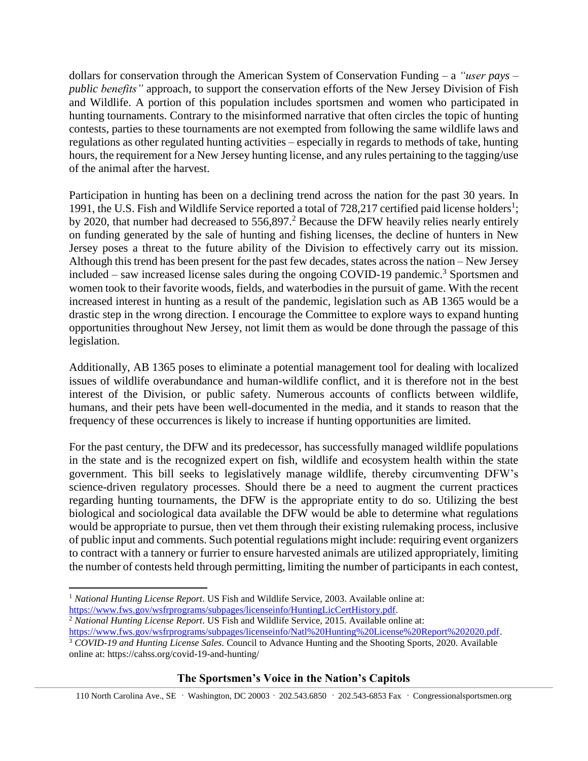dollars for conservation through the American System of Conservation Funding – a *"user pays – public benefits"* approach, to support the conservation efforts of the New Jersey Division of Fish and Wildlife. A portion of this population includes sportsmen and women who participated in hunting tournaments. Contrary to the misinformed narrative that often circles the topic of hunting contests, parties to these tournaments are not exempted from following the same wildlife laws and regulations as other regulated hunting activities – especially in regards to methods of take, hunting hours, the requirement for a New Jersey hunting license, and any rules pertaining to the tagging/use of the animal after the harvest.

Participation in hunting has been on a declining trend across the nation for the past 30 years. In 1991, the U.S. Fish and Wildlife Service reported a total of 728,217 certified paid license holders[1]; by 2020, that number had decreased to 556,897.[2] Because the DFW heavily relies nearly entirely on funding generated by the sale of hunting and fishing licenses, the decline of hunters in New Jersey poses a threat to the future ability of the Division to effectively carry out its mission. Although this trend has been present for the past few decades, states across the nation – New Jersey included – saw increased license sales during the ongoing COVID-19 pandemic.[3] Sportsmen and women took to their favorite woods, fields, and waterbodies in the pursuit of game. With the recent increased interest in hunting as a result of the pandemic, legislation such as AB 1365 would be a drastic step in the wrong direction. I encourage the Committee to explore ways to expand hunting opportunities throughout New Jersey, not limit them as would be done through the passage of this legislation.

Additionally, AB 1365 poses to eliminate a potential management tool for dealing with localized issues of wildlife overabundance and human-wildlife conflict, and it is therefore not in the best interest of the Division, or public safety. Numerous accounts of conflicts between wildlife, humans, and their pets have been well-documented in the media, and it stands to reason that the frequency of these occurrences is likely to increase if hunting opportunities are limited.

For the past century, the DFW and its predecessor, has successfully managed wildlife populations in the state and is the recognized expert on fish, wildlife and ecosystem health within the state government. This bill seeks to legislatively manage wildlife, thereby circumventing DFW's science-driven regulatory processes. Should there be a need to augment the current practices regarding hunting tournaments, the DFW is the appropriate entity to do so. Utilizing the best biological and sociological data available the DFW would be able to determine what regulations would be appropriate to pursue, then vet them through their existing rulemaking process, inclusive of public input and comments. Such potential regulations might include: requiring event organizers to contract with a tannery or furrier to ensure harvested animals are utilized appropriately, limiting the number of contests held through permitting, limiting the number of participants in each contest,

---

[1] *National Hunting License Report*. US Fish and Wildlife Service, 2003. Available online at: https://www.fws.gov/wsfrprograms/subpages/licenseinfo/HuntingLicCertHistory.pdf.

[2] *National Hunting License Report*. US Fish and Wildlife Service, 2015. Available online at: https://www.fws.gov/wsfrprograms/subpages/licenseinfo/Natl%20Hunting%20License%20Report%202020.pdf.

[3] *COVID-19 and Hunting License Sales.* Council to Advance Hunting and the Shooting Sports, 2020. Available online at: https://cahss.org/covid-19-and-hunting/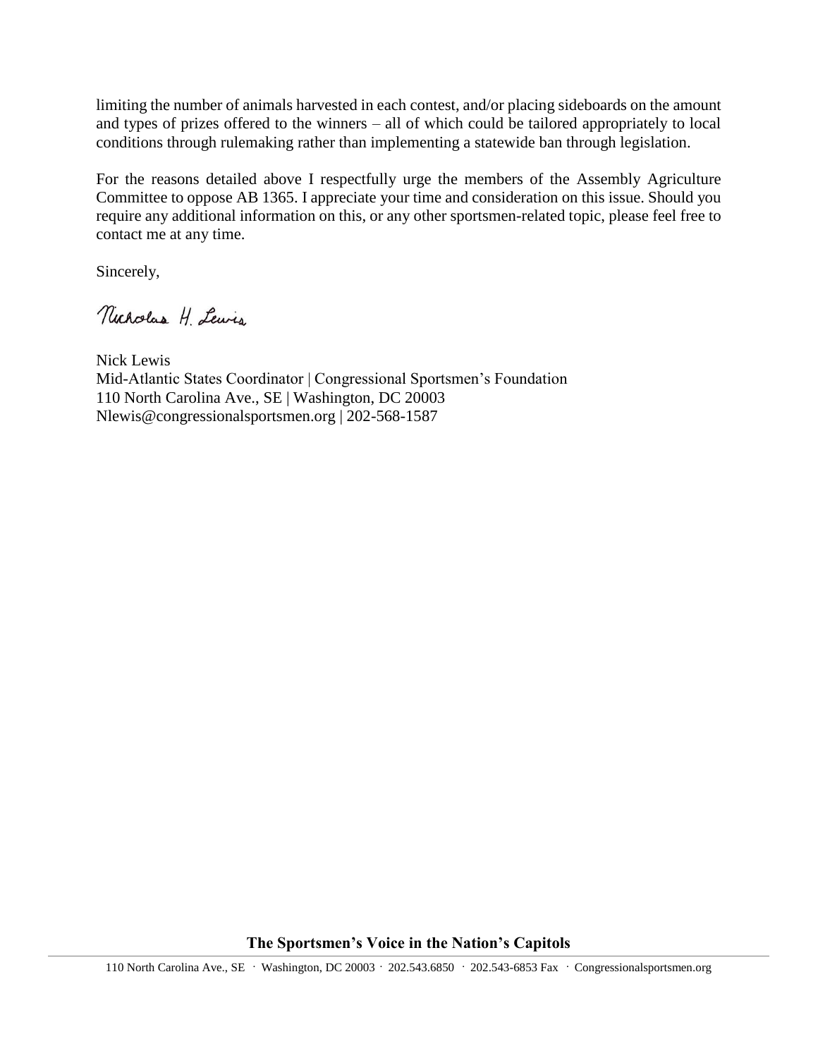limiting the number of animals harvested in each contest, and/or placing sideboards on the amount and types of prizes offered to the winners – all of which could be tailored appropriately to local conditions through rulemaking rather than implementing a statewide ban through legislation.

For the reasons detailed above I respectfully urge the members of the Assembly Agriculture Committee to oppose AB 1365. I appreciate your time and consideration on this issue. Should you require any additional information on this, or any other sportsmen-related topic, please feel free to contact me at any time.

Sincerely,

Nicholas H. Lewis

Nick Lewis
Mid-Atlantic States Coordinator | Congressional Sportsmen's Foundation
110 North Carolina Ave., SE | Washington, DC 20003
Nlewis@congressionalsportsmen.org | 202-568-1587

**The Sportsmen's Voice in the Nation's Capitols**

110 North Carolina Ave., SE · Washington, DC 20003 · 202.543.6850 · 202.543-6853 Fax · Congressionalsportsmen.org